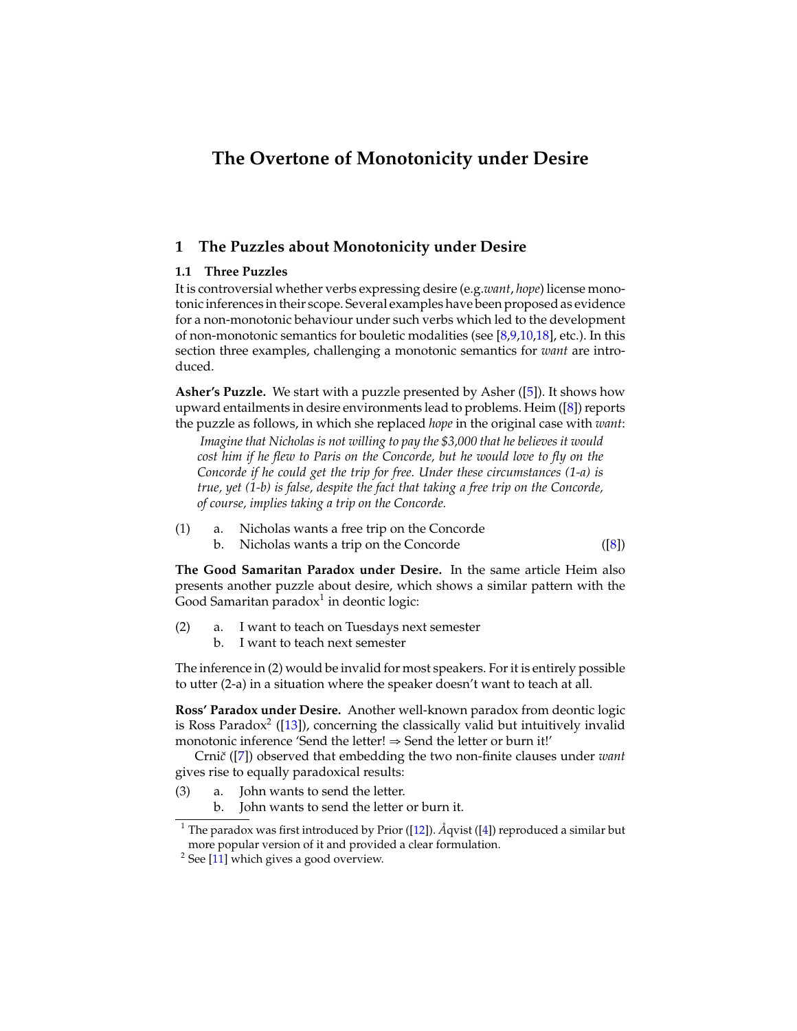# The Overtone of Monotonicity under Desire

## 1 The Puzzles about Monotonicity under Desire

### 1.1 Three Puzzles

It is controversial whether verbs expressing desire (e.g.*want*, *hope*) license monotonic inferences in their scope. Several examples have been proposed as evidence for a non-monotonic behaviour under such verbs which led to the development of non-monotonic semantics for bouletic modalities (see [8,9,10,18], etc.). In this section three examples, challenging a monotonic semantics for *want* are introduced.

**Asher's Puzzle.** We start with a puzzle presented by Asher ([5]). It shows how upward entailments in desire environments lead to problems. Heim ([8]) reports the puzzle as follows, in which she replaced *hope* in the original case with *want*:

> *Imagine that Nicholas is not willing to pay the $3,000 that he believes it would cost him if he flew to Paris on the Concorde, but he would love to fly on the Concorde if he could get the trip for free. Under these circumstances (1-a) is true, yet (1-b) is false, despite the fact that taking a free trip on the Concorde, of course, implies taking a trip on the Concorde.*

(1) a. Nicholas wants a free trip on the Concorde
    b. Nicholas wants a trip on the Concorde ([8])

**The Good Samaritan Paradox under Desire.** In the same article Heim also presents another puzzle about desire, which shows a similar pattern with the Good Samaritan paradox[1] in deontic logic:

(2) a. I want to teach on Tuesdays next semester
    b. I want to teach next semester

The inference in (2) would be invalid for most speakers. For it is entirely possible to utter (2-a) in a situation where the speaker doesn't want to teach at all.

**Ross' Paradox under Desire.** Another well-known paradox from deontic logic is Ross Paradox[2] ([13]), concerning the classically valid but intuitively invalid monotonic inference 'Send the letter! ⇒ Send the letter or burn it!'

Crnič ([7]) observed that embedding the two non-finite clauses under *want* gives rise to equally paradoxical results:

(3) a. John wants to send the letter.
    b. John wants to send the letter or burn it.

---

[1] The paradox was first introduced by Prior ([12]). Åqvist ([4]) reproduced a similar but more popular version of it and provided a clear formulation.

[2] See [11] which gives a good overview.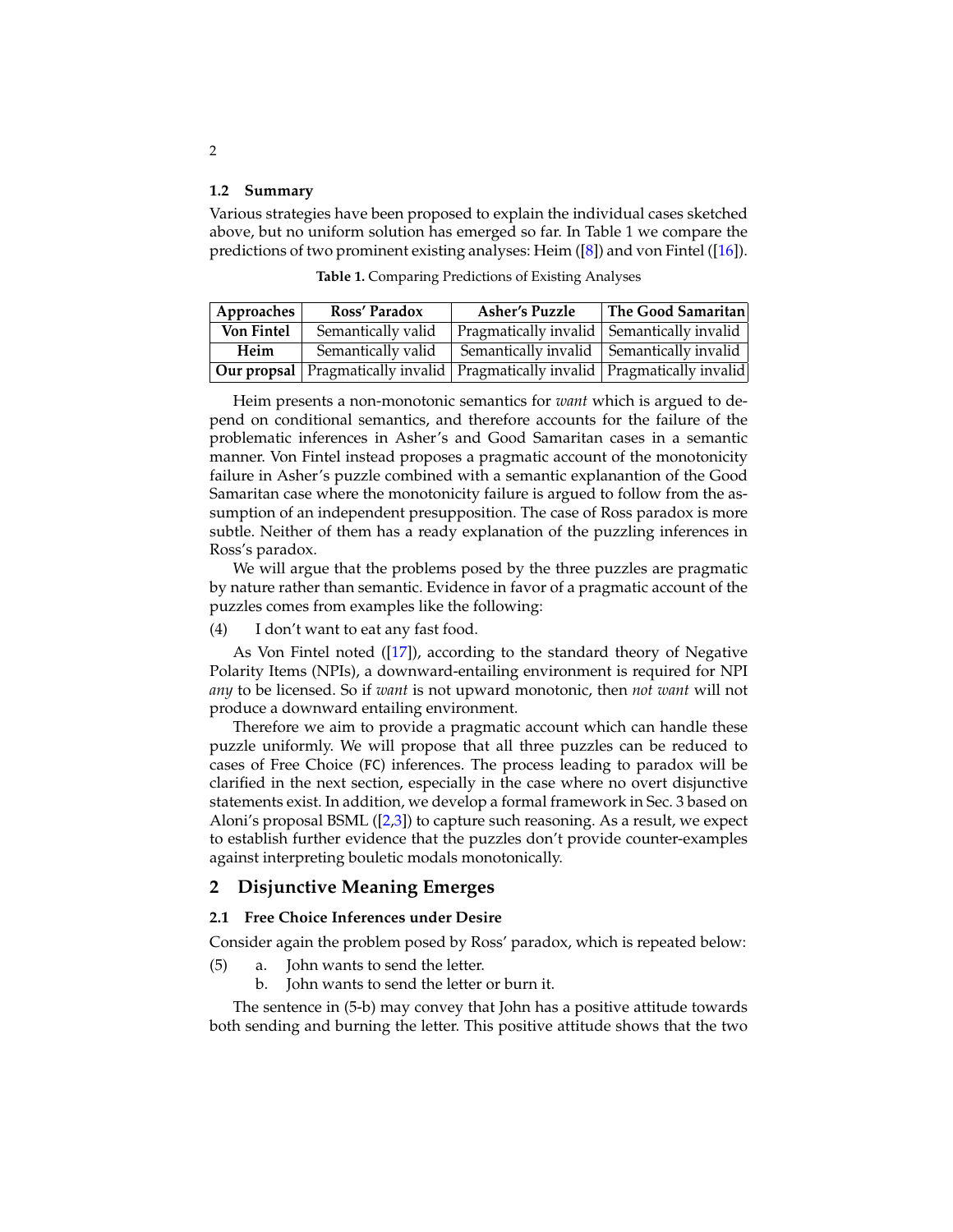### 1.2 Summary

Various strategies have been proposed to explain the individual cases sketched above, but no uniform solution has emerged so far. In Table 1 we compare the predictions of two prominent existing analyses: Heim ([8]) and von Fintel ([16]).

**Table 1.** Comparing Predictions of Existing Analyses

| Approaches | Ross' Paradox | Asher's Puzzle | The Good Samaritan |
|---|---|---|---|
| **Von Fintel** | Semantically valid | Pragmatically invalid | Semantically invalid |
| **Heim** | Semantically valid | Semantically invalid | Semantically invalid |
| **Our propsal** | Pragmatically invalid | Pragmatically invalid | Pragmatically invalid |

Heim presents a non-monotonic semantics for *want* which is argued to depend on conditional semantics, and therefore accounts for the failure of the problematic inferences in Asher's and Good Samaritan cases in a semantic manner. Von Fintel instead proposes a pragmatic account of the monotonicity failure in Asher's puzzle combined with a semantic explanantion of the Good Samaritan case where the monotonicity failure is argued to follow from the assumption of an independent presupposition. The case of Ross paradox is more subtle. Neither of them has a ready explanation of the puzzling inferences in Ross's paradox.

We will argue that the problems posed by the three puzzles are pragmatic by nature rather than semantic. Evidence in favor of a pragmatic account of the puzzles comes from examples like the following:

(4) I don't want to eat any fast food.

As Von Fintel noted ([17]), according to the standard theory of Negative Polarity Items (NPIs), a downward-entailing environment is required for NPI *any* to be licensed. So if *want* is not upward monotonic, then *not want* will not produce a downward entailing environment.

Therefore we aim to provide a pragmatic account which can handle these puzzle uniformly. We will propose that all three puzzles can be reduced to cases of Free Choice (FC) inferences. The process leading to paradox will be clarified in the next section, especially in the case where no overt disjunctive statements exist. In addition, we develop a formal framework in Sec. 3 based on Aloni's proposal BSML ([2,3]) to capture such reasoning. As a result, we expect to establish further evidence that the puzzles don't provide counter-examples against interpreting bouletic modals monotonically.

## 2 Disjunctive Meaning Emerges

### 2.1 Free Choice Inferences under Desire

Consider again the problem posed by Ross' paradox, which is repeated below:

(5) a. John wants to send the letter.
    b. John wants to send the letter or burn it.

The sentence in (5-b) may convey that John has a positive attitude towards both sending and burning the letter. This positive attitude shows that the two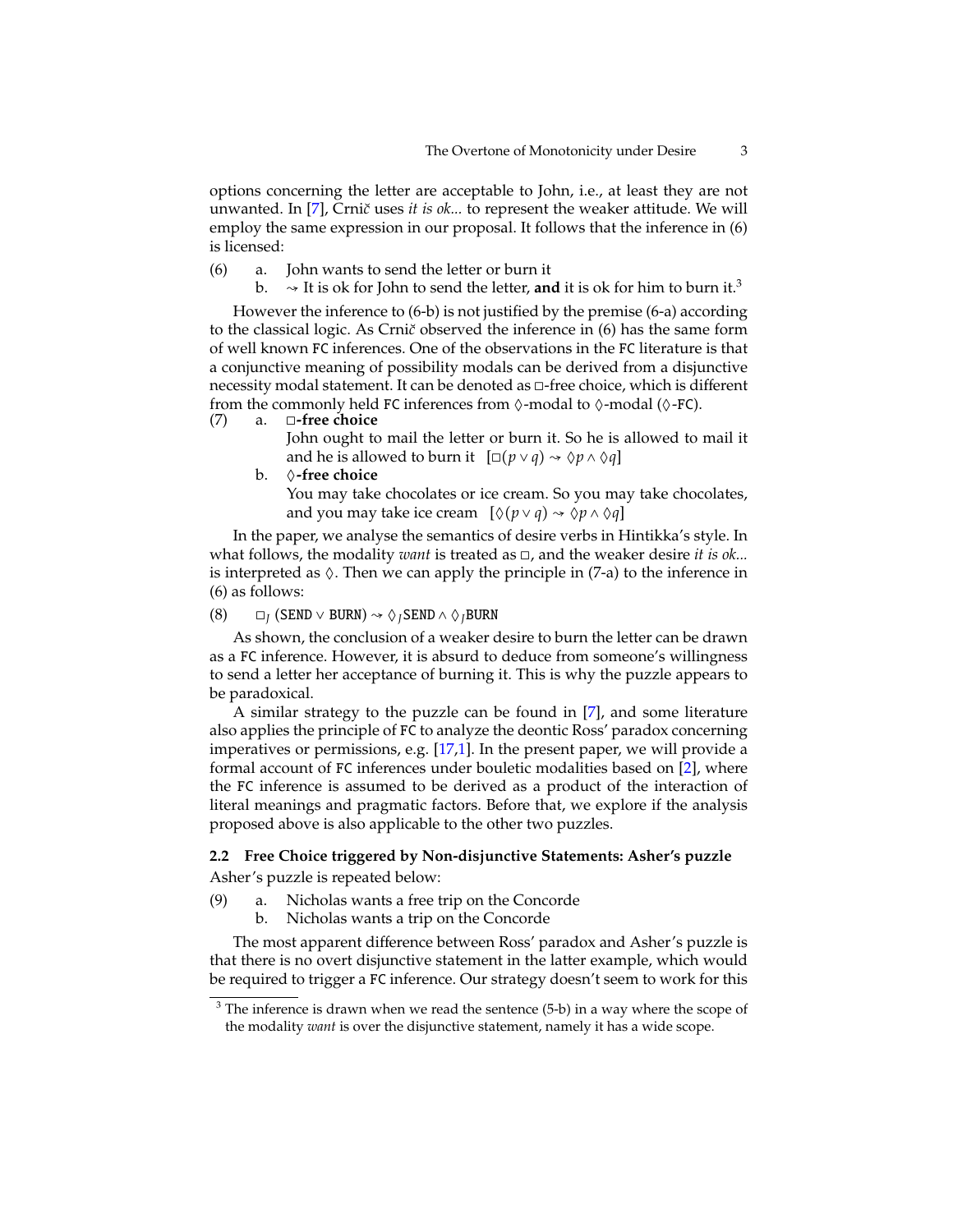options concerning the letter are acceptable to John, i.e., at least they are not unwanted. In [7], Crnič uses *it is ok...* to represent the weaker attitude. We will employ the same expression in our proposal. It follows that the inference in (6) is licensed:

(6) a. John wants to send the letter or burn it
  b. $\rightsquigarrow$ It is ok for John to send the letter, **and** it is ok for him to burn it.[3]

However the inference to (6-b) is not justified by the premise (6-a) according to the classical logic. As Crnič observed the inference in (6) has the same form of well known FC inferences. One of the observations in the FC literature is that a conjunctive meaning of possibility modals can be derived from a disjunctive necessity modal statement. It can be denoted as $\Box$-free choice, which is different from the commonly held FC inferences from $\Diamond$-modal to $\Diamond$-modal ($\Diamond$-FC).

(7) a. **$\Box$-free choice**
  John ought to mail the letter or burn it. So he is allowed to mail it and he is allowed to burn it $[\Box(p \vee q) \rightsquigarrow \Diamond p \wedge \Diamond q]$
  b. **$\Diamond$-free choice**
  You may take chocolates or ice cream. So you may take chocolates, and you may take ice cream $[\Diamond(p \vee q) \rightsquigarrow \Diamond p \wedge \Diamond q]$

In the paper, we analyse the semantics of desire verbs in Hintikka's style. In what follows, the modality *want* is treated as $\Box$, and the weaker desire *it is ok...* is interpreted as $\Diamond$. Then we can apply the principle in (7-a) to the inference in (6) as follows:

(8) $\Box_J\,(\mathtt{SEND} \vee \mathtt{BURN}) \rightsquigarrow \Diamond_J \mathtt{SEND} \wedge \Diamond_J \mathtt{BURN}$

As shown, the conclusion of a weaker desire to burn the letter can be drawn as a FC inference. However, it is absurd to deduce from someone's willingness to send a letter her acceptance of burning it. This is why the puzzle appears to be paradoxical.

A similar strategy to the puzzle can be found in [7], and some literature also applies the principle of FC to analyze the deontic Ross' paradox concerning imperatives or permissions, e.g. [17,1]. In the present paper, we will provide a formal account of FC inferences under bouletic modalities based on [2], where the FC inference is assumed to be derived as a product of the interaction of literal meanings and pragmatic factors. Before that, we explore if the analysis proposed above is also applicable to the other two puzzles.

### 2.2 Free Choice triggered by Non-disjunctive Statements: Asher's puzzle

Asher's puzzle is repeated below:

(9) a. Nicholas wants a free trip on the Concorde
  b. Nicholas wants a trip on the Concorde

The most apparent difference between Ross' paradox and Asher's puzzle is that there is no overt disjunctive statement in the latter example, which would be required to trigger a FC inference. Our strategy doesn't seem to work for this

[3] The inference is drawn when we read the sentence (5-b) in a way where the scope of the modality *want* is over the disjunctive statement, namely it has a wide scope.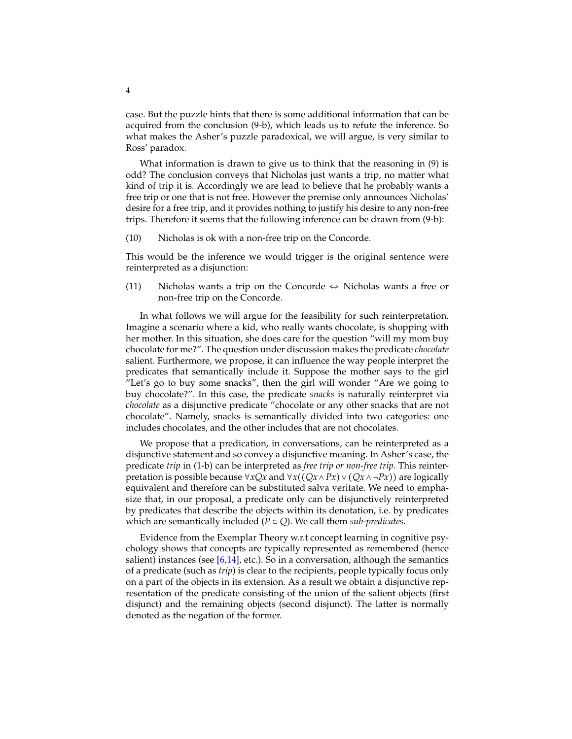case. But the puzzle hints that there is some additional information that can be acquired from the conclusion (9-b), which leads us to refute the inference. So what makes the Asher's puzzle paradoxical, we will argue, is very similar to Ross' paradox.

What information is drawn to give us to think that the reasoning in (9) is odd? The conclusion conveys that Nicholas just wants a trip, no matter what kind of trip it is. Accordingly we are lead to believe that he probably wants a free trip or one that is not free. However the premise only announces Nicholas' desire for a free trip, and it provides nothing to justify his desire to any non-free trips. Therefore it seems that the following inference can be drawn from (9-b):

(10) Nicholas is ok with a non-free trip on the Concorde.

This would be the inference we would trigger is the original sentence were reinterpreted as a disjunction:

(11) Nicholas wants a trip on the Concorde $\Leftrightarrow$ Nicholas wants a free or non-free trip on the Concorde.

In what follows we will argue for the feasibility for such reinterpretation. Imagine a scenario where a kid, who really wants chocolate, is shopping with her mother. In this situation, she does care for the question "will my mom buy chocolate for me?". The question under discussion makes the predicate *chocolate* salient. Furthermore, we propose, it can influence the way people interpret the predicates that semantically include it. Suppose the mother says to the girl "Let's go to buy some snacks", then the girl will wonder "Are we going to buy chocolate?". In this case, the predicate *snacks* is naturally reinterpret via *chocolate* as a disjunctive predicate "chocolate or any other snacks that are not chocolate". Namely, snacks is semantically divided into two categories: one includes chocolates, and the other includes that are not chocolates.

We propose that a predication, in conversations, can be reinterpreted as a disjunctive statement and so convey a disjunctive meaning. In Asher's case, the predicate *trip* in (1-b) can be interpreted as *free trip or non-free trip*. This reinterpretation is possible because $\forall x Qx$ and $\forall x((Qx \wedge Px) \vee (Qx \wedge \neg Px))$ are logically equivalent and therefore can be substituted salva veritate. We need to emphasize that, in our proposal, a predicate only can be disjunctively reinterpreted by predicates that describe the objects within its denotation, i.e. by predicates which are semantically included ($P \subset Q$). We call them *sub-predicates*.

Evidence from the Exemplar Theory w.r.t concept learning in cognitive psychology shows that concepts are typically represented as remembered (hence salient) instances (see [6,14], etc.). So in a conversation, although the semantics of a predicate (such as *trip*) is clear to the recipients, people typically focus only on a part of the objects in its extension. As a result we obtain a disjunctive representation of the predicate consisting of the union of the salient objects (first disjunct) and the remaining objects (second disjunct). The latter is normally denoted as the negation of the former.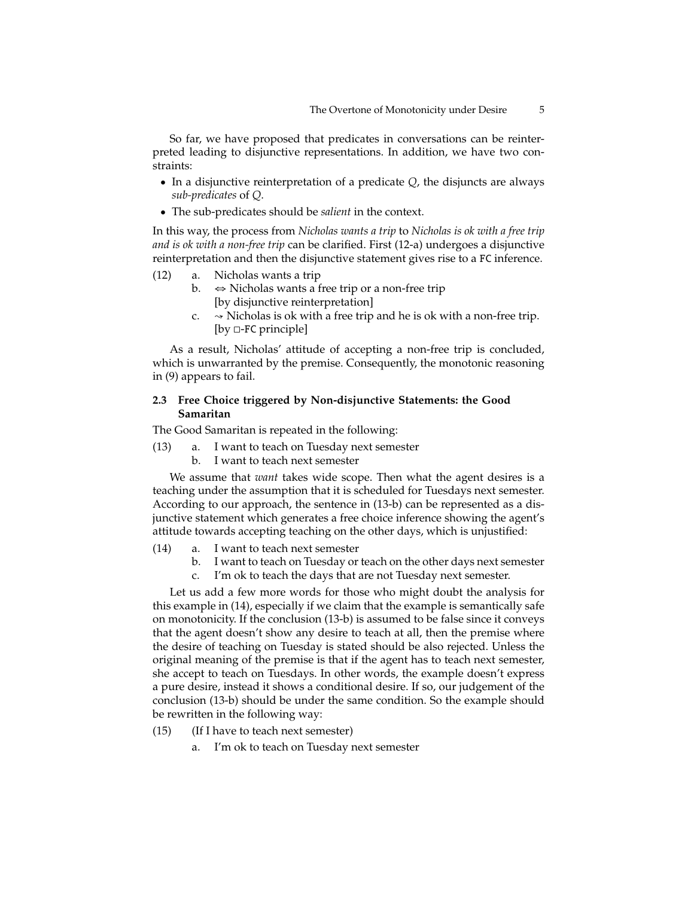So far, we have proposed that predicates in conversations can be reinterpreted leading to disjunctive representations. In addition, we have two constraints:

- In a disjunctive reinterpretation of a predicate $Q$, the disjuncts are always *sub-predicates* of $Q$.
- The sub-predicates should be *salient* in the context.

In this way, the process from *Nicholas wants a trip* to *Nicholas is ok with a free trip and is ok with a non-free trip* can be clarified. First (12-a) undergoes a disjunctive reinterpretation and then the disjunctive statement gives rise to a FC inference.

(12) a. Nicholas wants a trip
  b. $\Leftrightarrow$ Nicholas wants a free trip or a non-free trip
   [by disjunctive reinterpretation]
  c. $\rightsquigarrow$ Nicholas is ok with a free trip and he is ok with a non-free trip.
   [by $\square$-FC principle]

As a result, Nicholas' attitude of accepting a non-free trip is concluded, which is unwarranted by the premise. Consequently, the monotonic reasoning in (9) appears to fail.

### 2.3 Free Choice triggered by Non-disjunctive Statements: the Good Samaritan

The Good Samaritan is repeated in the following:

(13) a. I want to teach on Tuesday next semester
  b. I want to teach next semester

We assume that *want* takes wide scope. Then what the agent desires is a teaching under the assumption that it is scheduled for Tuesdays next semester. According to our approach, the sentence in (13-b) can be represented as a disjunctive statement which generates a free choice inference showing the agent's attitude towards accepting teaching on the other days, which is unjustified:

(14) a. I want to teach next semester
  b. I want to teach on Tuesday or teach on the other days next semester
  c. I'm ok to teach the days that are not Tuesday next semester.

Let us add a few more words for those who might doubt the analysis for this example in (14), especially if we claim that the example is semantically safe on monotonicity. If the conclusion (13-b) is assumed to be false since it conveys that the agent doesn't show any desire to teach at all, then the premise where the desire of teaching on Tuesday is stated should be also rejected. Unless the original meaning of the premise is that if the agent has to teach next semester, she accept to teach on Tuesdays. In other words, the example doesn't express a pure desire, instead it shows a conditional desire. If so, our judgement of the conclusion (13-b) should be under the same condition. So the example should be rewritten in the following way:

(15) (If I have to teach next semester)
  a. I'm ok to teach on Tuesday next semester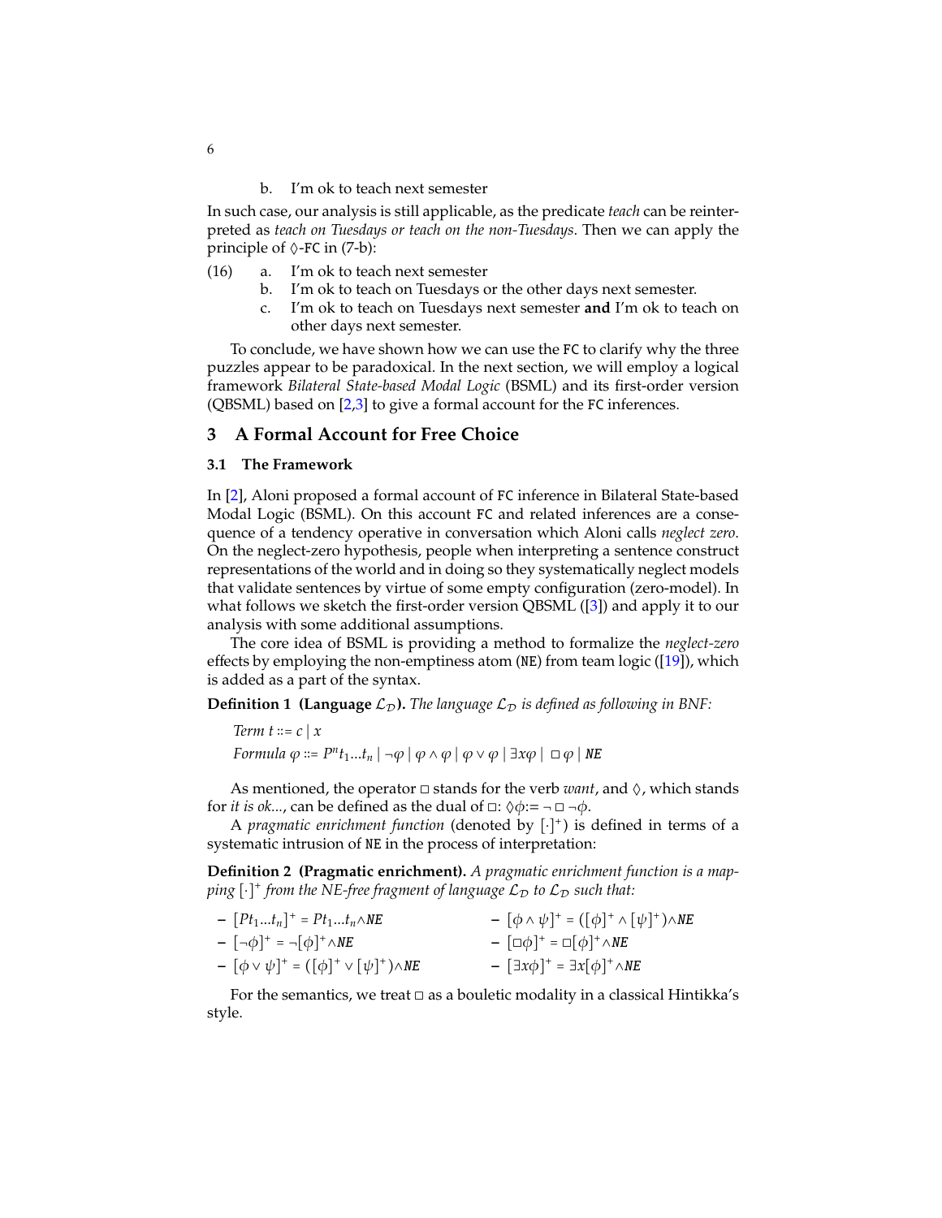b. I'm ok to teach next semester

In such case, our analysis is still applicable, as the predicate *teach* can be reinterpreted as *teach on Tuesdays or teach on the non-Tuesdays*. Then we can apply the principle of $\Diamond$-FC in (7-b):

(16) a. I'm ok to teach next semester
  b. I'm ok to teach on Tuesdays or the other days next semester.
  c. I'm ok to teach on Tuesdays next semester **and** I'm ok to teach on other days next semester.

To conclude, we have shown how we can use the FC to clarify why the three puzzles appear to be paradoxical. In the next section, we will employ a logical framework *Bilateral State-based Modal Logic* (BSML) and its first-order version (QBSML) based on [2,3] to give a formal account for the FC inferences.

## 3 A Formal Account for Free Choice

### 3.1 The Framework

In [2], Aloni proposed a formal account of FC inference in Bilateral State-based Modal Logic (BSML). On this account FC and related inferences are a consequence of a tendency operative in conversation which Aloni calls *neglect zero*. On the neglect-zero hypothesis, people when interpreting a sentence construct representations of the world and in doing so they systematically neglect models that validate sentences by virtue of some empty configuration (zero-model). In what follows we sketch the first-order version QBSML ([3]) and apply it to our analysis with some additional assumptions.

The core idea of BSML is providing a method to formalize the *neglect-zero* effects by employing the non-emptiness atom (NE) from team logic ([19]), which is added as a part of the syntax.

**Definition 1 (Language $\mathcal{L}_\mathcal{D}$).** *The language $\mathcal{L}_\mathcal{D}$ is defined as following in BNF:*

*Term* $t ::= c \mid x$

*Formula* $\varphi ::= P^n t_1 \ldots t_n \mid \neg\varphi \mid \varphi \wedge \varphi \mid \varphi \vee \varphi \mid \exists x \varphi \mid \Box\varphi \mid \mathit{NE}$

As mentioned, the operator $\Box$ stands for the verb *want*, and $\Diamond$, which stands for *it is ok...*, can be defined as the dual of $\Box$: $\Diamond\phi := \neg\Box\neg\phi$.

A *pragmatic enrichment function* (denoted by $[\cdot]^+$) is defined in terms of a systematic intrusion of NE in the process of interpretation:

**Definition 2 (Pragmatic enrichment).** *A pragmatic enrichment function is a mapping $[\cdot]^+$ from the NE-free fragment of language $\mathcal{L}_\mathcal{D}$ to $\mathcal{L}_\mathcal{D}$ such that:*

- $[Pt_1 \ldots t_n]^+ = Pt_1 \ldots t_n \wedge \mathit{NE}$
- $[\neg\phi]^+ = \neg[\phi]^+ \wedge \mathit{NE}$
- $[\phi \vee \psi]^+ = ([\phi]^+ \vee [\psi]^+) \wedge \mathit{NE}$
- $[\phi \wedge \psi]^+ = ([\phi]^+ \wedge [\psi]^+) \wedge \mathit{NE}$
- $[\Box\phi]^+ = \Box[\phi]^+ \wedge \mathit{NE}$
- $[\exists x \phi]^+ = \exists x [\phi]^+ \wedge \mathit{NE}$

For the semantics, we treat $\Box$ as a bouletic modality in a classical Hintikka's style.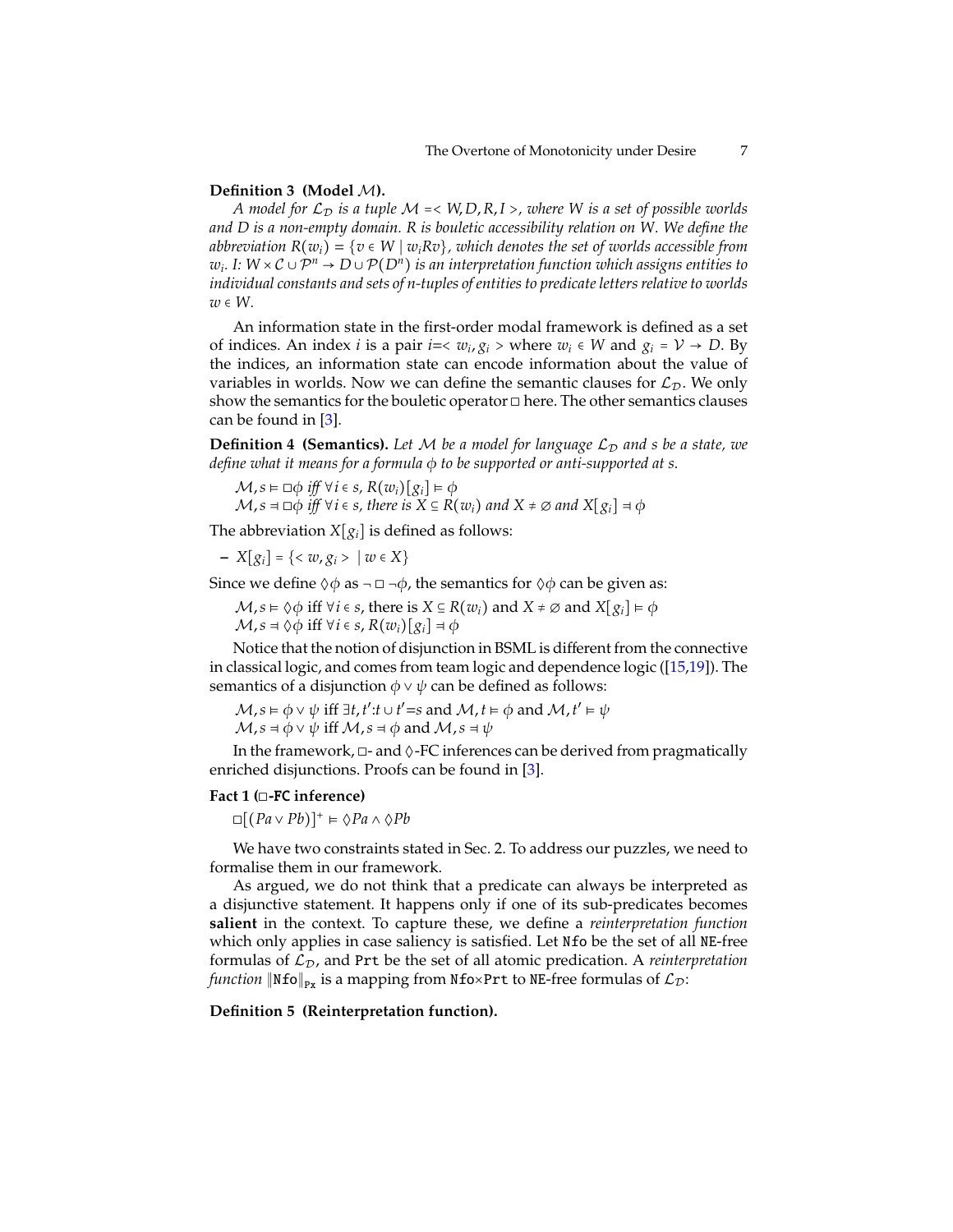**Definition 3 (Model $\mathcal{M}$).**

*A model for $\mathcal{L}_{\mathcal{D}}$ is a tuple $\mathcal{M} = <W, D, R, I>$, where $W$ is a set of possible worlds and $D$ is a non-empty domain. $R$ is bouletic accessibility relation on $W$. We define the abbreviation $R(w_i) = \{v \in W \mid w_i R v\}$, which denotes the set of worlds accessible from $w_i$. $I$: $W \times \mathcal{C} \cup \mathcal{P}^n \to D \cup \mathcal{P}(D^n)$ is an interpretation function which assigns entities to individual constants and sets of $n$-tuples of entities to predicate letters relative to worlds $w \in W$.*

An information state in the first-order modal framework is defined as a set of indices. An index $i$ is a pair $i = < w_i, g_i >$ where $w_i \in W$ and $g_i = \mathcal{V} \to D$. By the indices, an information state can encode information about the value of variables in worlds. Now we can define the semantic clauses for $\mathcal{L}_{\mathcal{D}}$. We only show the semantics for the bouletic operator $\Box$ here. The other semantics clauses can be found in [3].

**Definition 4 (Semantics).** *Let $\mathcal{M}$ be a model for language $\mathcal{L}_{\mathcal{D}}$ and $s$ be a state, we define what it means for a formula $\phi$ to be supported or anti-supported at $s$.*

$\mathcal{M}, s \vDash \Box\phi$ *iff* $\forall i \in s$, $R(w_i)[g_i] \vDash \phi$
$\mathcal{M}, s \dashv \Box\phi$ *iff* $\forall i \in s$, *there is* $X \subseteq R(w_i)$ *and* $X \neq \varnothing$ *and* $X[g_i] \dashv \phi$

The abbreviation $X[g_i]$ is defined as follows:

– $X[g_i] = \{< w, g_i > \mid w \in X\}$

Since we define $\Diamond\phi$ as $\neg\Box\neg\phi$, the semantics for $\Diamond\phi$ can be given as:

$\mathcal{M}, s \vDash \Diamond\phi$ iff $\forall i \in s$, there is $X \subseteq R(w_i)$ and $X \neq \varnothing$ and $X[g_i] \vDash \phi$
$\mathcal{M}, s \dashv \Diamond\phi$ iff $\forall i \in s$, $R(w_i)[g_i] \dashv \phi$

Notice that the notion of disjunction in BSML is different from the connective in classical logic, and comes from team logic and dependence logic ([15,19]). The semantics of a disjunction $\phi \vee \psi$ can be defined as follows:

$\mathcal{M}, s \vDash \phi \vee \psi$ iff $\exists t, t' : t \cup t' = s$ and $\mathcal{M}, t \vDash \phi$ and $\mathcal{M}, t' \vDash \psi$
$\mathcal{M}, s \dashv \phi \vee \psi$ iff $\mathcal{M}, s \dashv \phi$ and $\mathcal{M}, s \dashv \psi$

In the framework, $\Box$- and $\Diamond$-FC inferences can be derived from pragmatically enriched disjunctions. Proofs can be found in [3].

**Fact 1 ($\Box$-FC inference)**

$\Box[(Pa \vee Pb)]^+ \vDash \Diamond Pa \wedge \Diamond Pb$

We have two constraints stated in Sec. 2. To address our puzzles, we need to formalise them in our framework.

As argued, we do not think that a predicate can always be interpreted as a disjunctive statement. It happens only if one of its sub-predicates becomes **salient** in the context. To capture these, we define a *reinterpretation function* which only applies in case saliency is satisfied. Let `Nfo` be the set of all NE-free formulas of $\mathcal{L}_{\mathcal{D}}$, and `Prt` be the set of all atomic predication. A *reinterpretation function* $\|\texttt{Nfo}\|_{\texttt{Px}}$ is a mapping from `Nfo`$\times$`Prt` to NE-free formulas of $\mathcal{L}_{\mathcal{D}}$:

**Definition 5 (Reinterpretation function).**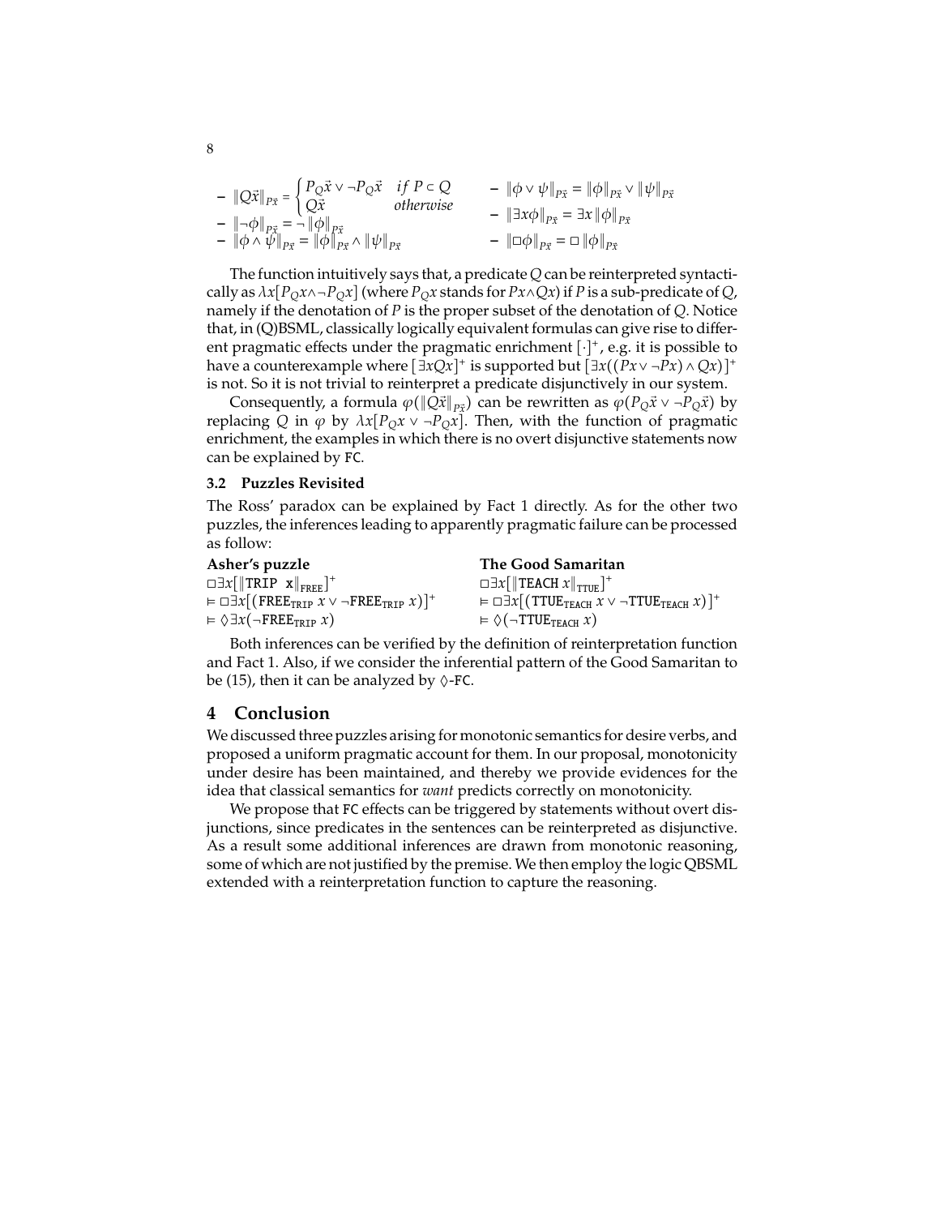- $\|Q\vec{x}\|_{P\vec{x}} = \begin{cases} P_Q\vec{x} \vee \neg P_Q\vec{x} & if\ P \subset Q \\ Q\vec{x} & otherwise \end{cases}$
- $\|\neg\phi\|_{P\vec{x}} = \neg \|\phi\|_{P\vec{x}}$
- $\|\phi \wedge \psi\|_{P\vec{x}} = \|\phi\|_{P\vec{x}} \wedge \|\psi\|_{P\vec{x}}$
- $\|\phi \vee \psi\|_{P\vec{x}} = \|\phi\|_{P\vec{x}} \vee \|\psi\|_{P\vec{x}}$
- $\|\exists x\phi\|_{P\vec{x}} = \exists x \|\phi\|_{P\vec{x}}$
- $\|\Box\phi\|_{P\vec{x}} = \Box \|\phi\|_{P\vec{x}}$

The function intuitively says that, a predicate $Q$ can be reinterpreted syntactically as $\lambda x[P_Q x \wedge \neg P_Q x]$ (where $P_Q x$ stands for $Px \wedge Qx$) if $P$ is a sub-predicate of $Q$, namely if the denotation of $P$ is the proper subset of the denotation of $Q$. Notice that, in (Q)BSML, classically logically equivalent formulas can give rise to different pragmatic effects under the pragmatic enrichment $[\cdot]^+$, e.g. it is possible to have a counterexample where $[\exists x Qx]^+$ is supported but $[\exists x((Px \vee \neg Px) \wedge Qx)]^+$ is not. So it is not trivial to reinterpret a predicate disjunctively in our system.

Consequently, a formula $\varphi(\|Q\vec{x}\|_{P\vec{x}})$ can be rewritten as $\varphi(P_Q\vec{x} \vee \neg P_Q\vec{x})$ by replacing $Q$ in $\varphi$ by $\lambda x[P_Q x \vee \neg P_Q x]$. Then, with the function of pragmatic enrichment, the examples in which there is no overt disjunctive statements now can be explained by FC.

### 3.2 Puzzles Revisited

The Ross' paradox can be explained by Fact 1 directly. As for the other two puzzles, the inferences leading to apparently pragmatic failure can be processed as follow:

**Asher's puzzle**

$\Box\exists x[\|\texttt{TRIP}\ x\|_{\texttt{FREE}}]^+$

$\vDash \Box\exists x[(\texttt{FREE}_{\texttt{TRIP}}\ x \vee \neg\texttt{FREE}_{\texttt{TRIP}}\ x)]^+$

$\vDash \Diamond\exists x(\neg\texttt{FREE}_{\texttt{TRIP}}\ x)$

**The Good Samaritan**

$\Box\exists x[\|\texttt{TEACH}\ x\|_{\texttt{TTUE}}]^+$

$\vDash \Box\exists x[(\texttt{TTUE}_{\texttt{TEACH}}\ x \vee \neg\texttt{TTUE}_{\texttt{TEACH}}\ x)]^+$

$\vDash \Diamond(\neg\texttt{TTUE}_{\texttt{TEACH}}\ x)$

Both inferences can be verified by the definition of reinterpretation function and Fact 1. Also, if we consider the inferential pattern of the Good Samaritan to be (15), then it can be analyzed by $\Diamond$-FC.

## 4 Conclusion

We discussed three puzzles arising for monotonic semantics for desire verbs, and proposed a uniform pragmatic account for them. In our proposal, monotonicity under desire has been maintained, and thereby we provide evidences for the idea that classical semantics for *want* predicts correctly on monotonicity.

We propose that FC effects can be triggered by statements without overt disjunctions, since predicates in the sentences can be reinterpreted as disjunctive. As a result some additional inferences are drawn from monotonic reasoning, some of which are not justified by the premise. We then employ the logic QBSML extended with a reinterpretation function to capture the reasoning.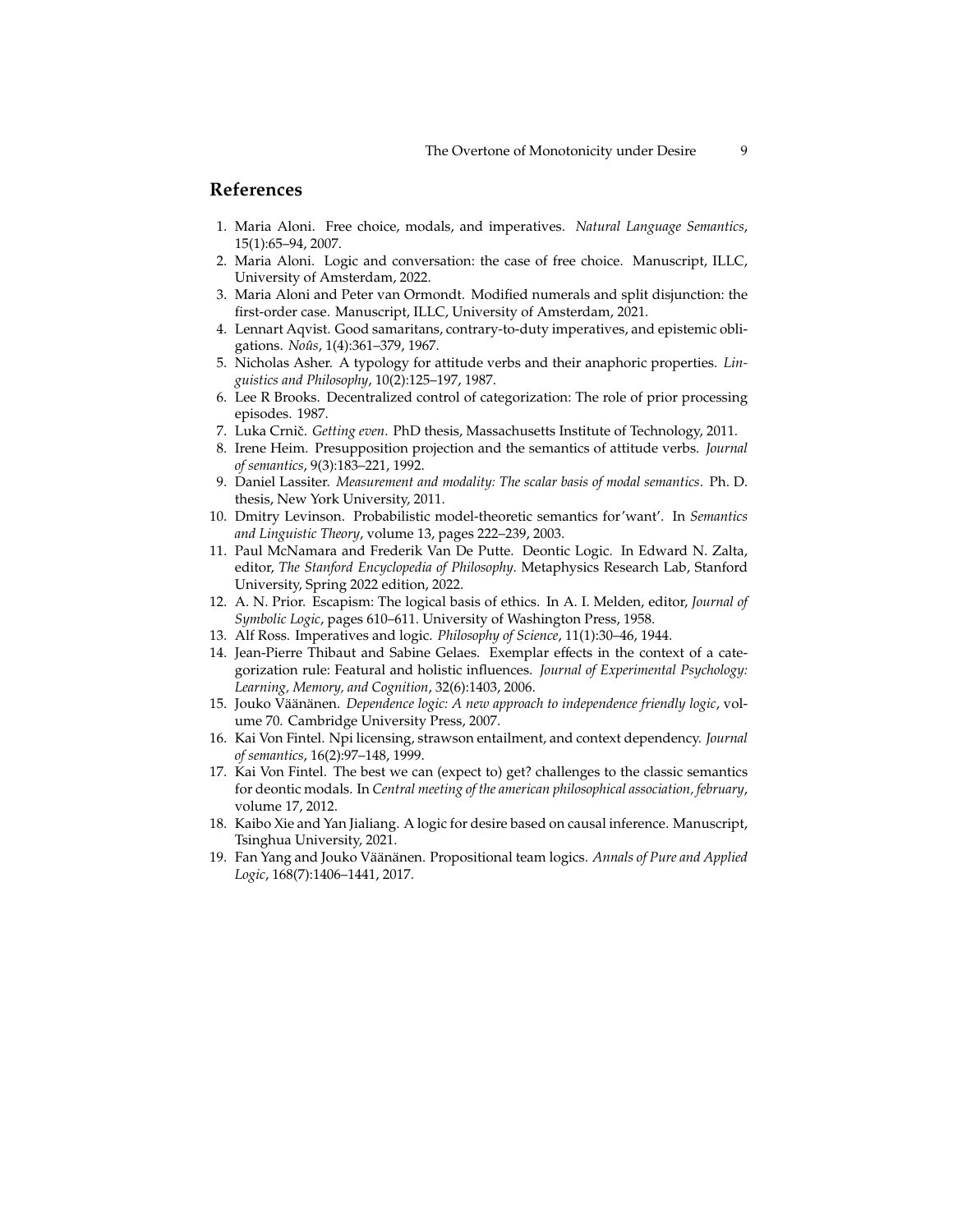## References

1. Maria Aloni. Free choice, modals, and imperatives. *Natural Language Semantics*, 15(1):65–94, 2007.
2. Maria Aloni. Logic and conversation: the case of free choice. Manuscript, ILLC, University of Amsterdam, 2022.
3. Maria Aloni and Peter van Ormondt. Modified numerals and split disjunction: the first-order case. Manuscript, ILLC, University of Amsterdam, 2021.
4. Lennart Aqvist. Good samaritans, contrary-to-duty imperatives, and epistemic obligations. *Noûs*, 1(4):361–379, 1967.
5. Nicholas Asher. A typology for attitude verbs and their anaphoric properties. *Linguistics and Philosophy*, 10(2):125–197, 1987.
6. Lee R Brooks. Decentralized control of categorization: The role of prior processing episodes. 1987.
7. Luka Crnič. *Getting even*. PhD thesis, Massachusetts Institute of Technology, 2011.
8. Irene Heim. Presupposition projection and the semantics of attitude verbs. *Journal of semantics*, 9(3):183–221, 1992.
9. Daniel Lassiter. *Measurement and modality: The scalar basis of modal semantics*. Ph. D. thesis, New York University, 2011.
10. Dmitry Levinson. Probabilistic model-theoretic semantics for'want'. In *Semantics and Linguistic Theory*, volume 13, pages 222–239, 2003.
11. Paul McNamara and Frederik Van De Putte. Deontic Logic. In Edward N. Zalta, editor, *The Stanford Encyclopedia of Philosophy*. Metaphysics Research Lab, Stanford University, Spring 2022 edition, 2022.
12. A. N. Prior. Escapism: The logical basis of ethics. In A. I. Melden, editor, *Journal of Symbolic Logic*, pages 610–611. University of Washington Press, 1958.
13. Alf Ross. Imperatives and logic. *Philosophy of Science*, 11(1):30–46, 1944.
14. Jean-Pierre Thibaut and Sabine Gelaes. Exemplar effects in the context of a categorization rule: Featural and holistic influences. *Journal of Experimental Psychology: Learning, Memory, and Cognition*, 32(6):1403, 2006.
15. Jouko Väänänen. *Dependence logic: A new approach to independence friendly logic*, volume 70. Cambridge University Press, 2007.
16. Kai Von Fintel. Npi licensing, strawson entailment, and context dependency. *Journal of semantics*, 16(2):97–148, 1999.
17. Kai Von Fintel. The best we can (expect to) get? challenges to the classic semantics for deontic modals. In *Central meeting of the american philosophical association, february*, volume 17, 2012.
18. Kaibo Xie and Yan Jialiang. A logic for desire based on causal inference. Manuscript, Tsinghua University, 2021.
19. Fan Yang and Jouko Väänänen. Propositional team logics. *Annals of Pure and Applied Logic*, 168(7):1406–1441, 2017.